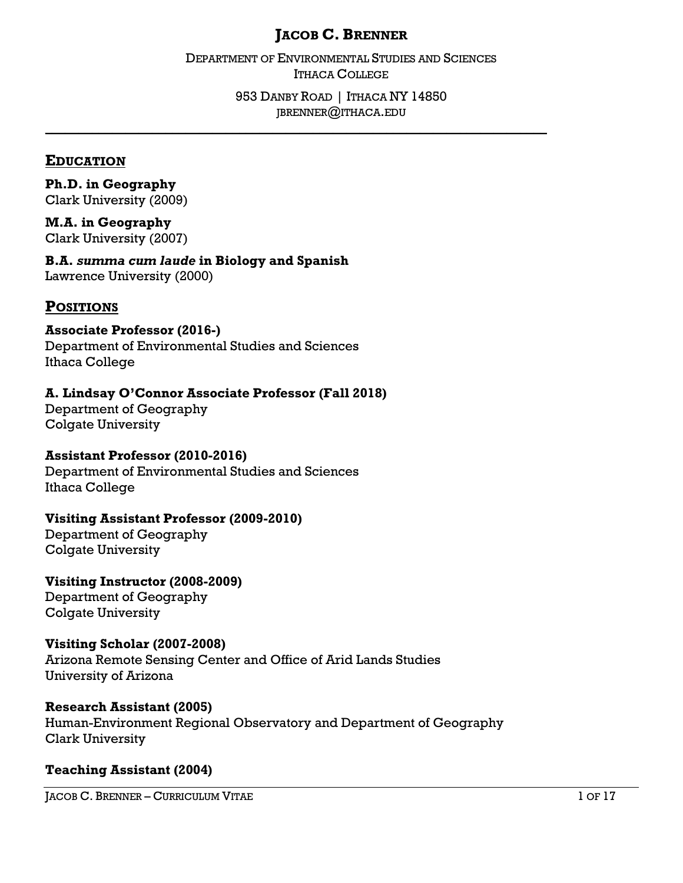# JACOB C. BRENNER

DEPARTMENT OF ENVIRONMENTAL STUDIES AND SCIENCES
ITHACA COLLEGE

953 DANBY ROAD | ITHACA NY 14850
JBRENNER@ITHACA.EDU

---

## EDUCATION

**Ph.D. in Geography**
Clark University (2009)

**M.A. in Geography**
Clark University (2007)

**B.A. *summa cum laude* in Biology and Spanish**
Lawrence University (2000)

## POSITIONS

**Associate Professor (2016-)**
Department of Environmental Studies and Sciences
Ithaca College

**A. Lindsay O'Connor Associate Professor (Fall 2018)**
Department of Geography
Colgate University

**Assistant Professor (2010-2016)**
Department of Environmental Studies and Sciences
Ithaca College

**Visiting Assistant Professor (2009-2010)**
Department of Geography
Colgate University

**Visiting Instructor (2008-2009)**
Department of Geography
Colgate University

**Visiting Scholar (2007-2008)**
Arizona Remote Sensing Center and Office of Arid Lands Studies
University of Arizona

**Research Assistant (2005)**
Human-Environment Regional Observatory and Department of Geography
Clark University

**Teaching Assistant (2004)**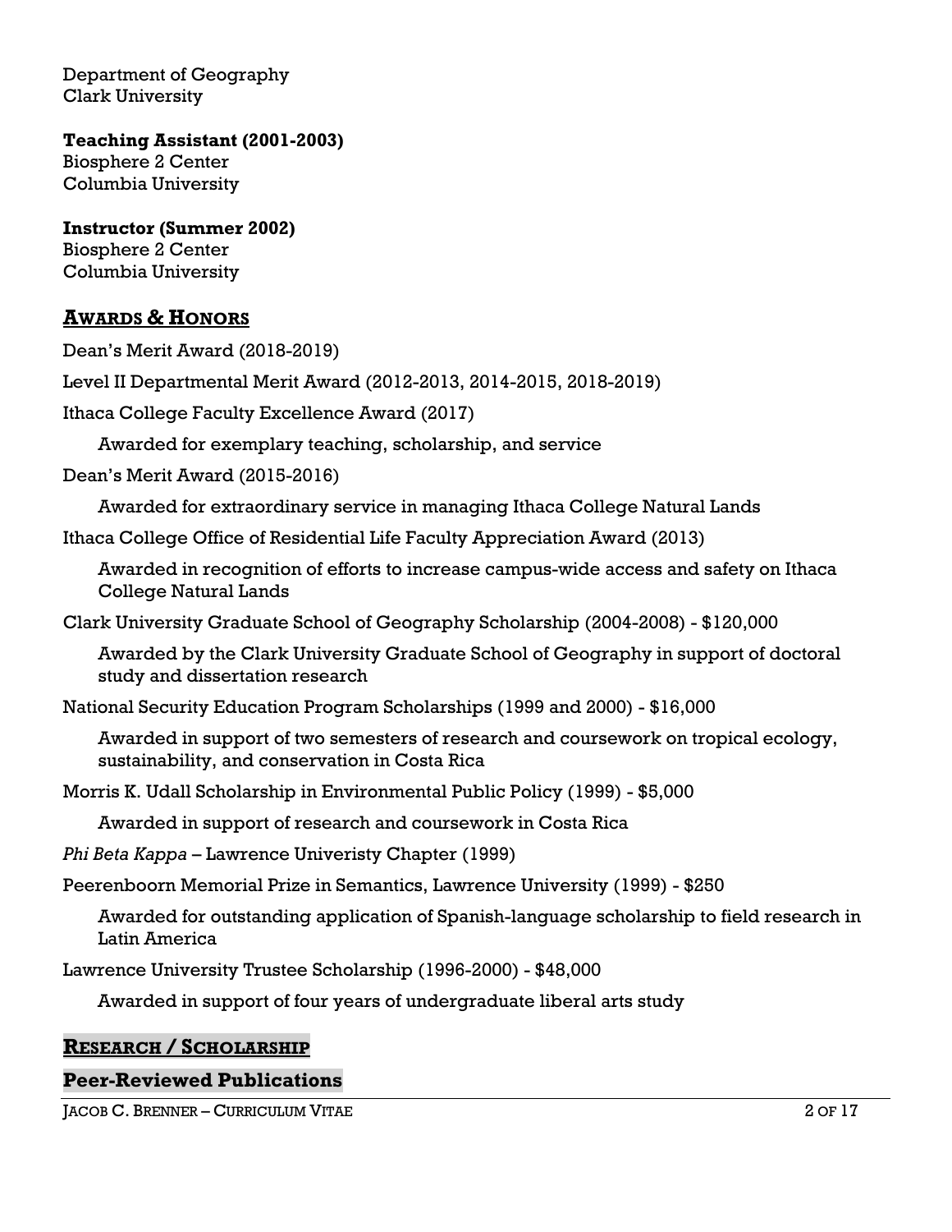Department of Geography
Clark University

**Teaching Assistant (2001-2003)**
Biosphere 2 Center
Columbia University

**Instructor (Summer 2002)**
Biosphere 2 Center
Columbia University

## AWARDS & HONORS

Dean's Merit Award (2018-2019)

Level II Departmental Merit Award (2012-2013, 2014-2015, 2018-2019)

Ithaca College Faculty Excellence Award (2017)

Awarded for exemplary teaching, scholarship, and service

Dean's Merit Award (2015-2016)

Awarded for extraordinary service in managing Ithaca College Natural Lands

Ithaca College Office of Residential Life Faculty Appreciation Award (2013)

Awarded in recognition of efforts to increase campus-wide access and safety on Ithaca College Natural Lands

Clark University Graduate School of Geography Scholarship (2004-2008) - $120,000

Awarded by the Clark University Graduate School of Geography in support of doctoral study and dissertation research

National Security Education Program Scholarships (1999 and 2000) - $16,000

Awarded in support of two semesters of research and coursework on tropical ecology, sustainability, and conservation in Costa Rica

Morris K. Udall Scholarship in Environmental Public Policy (1999) - $5,000

Awarded in support of research and coursework in Costa Rica

*Phi Beta Kappa* – Lawrence Univeristy Chapter (1999)

Peerenboorn Memorial Prize in Semantics, Lawrence University (1999) - $250

Awarded for outstanding application of Spanish-language scholarship to field research in Latin America

Lawrence University Trustee Scholarship (1996-2000) - $48,000

Awarded in support of four years of undergraduate liberal arts study

## RESEARCH / SCHOLARSHIP

### Peer-Reviewed Publications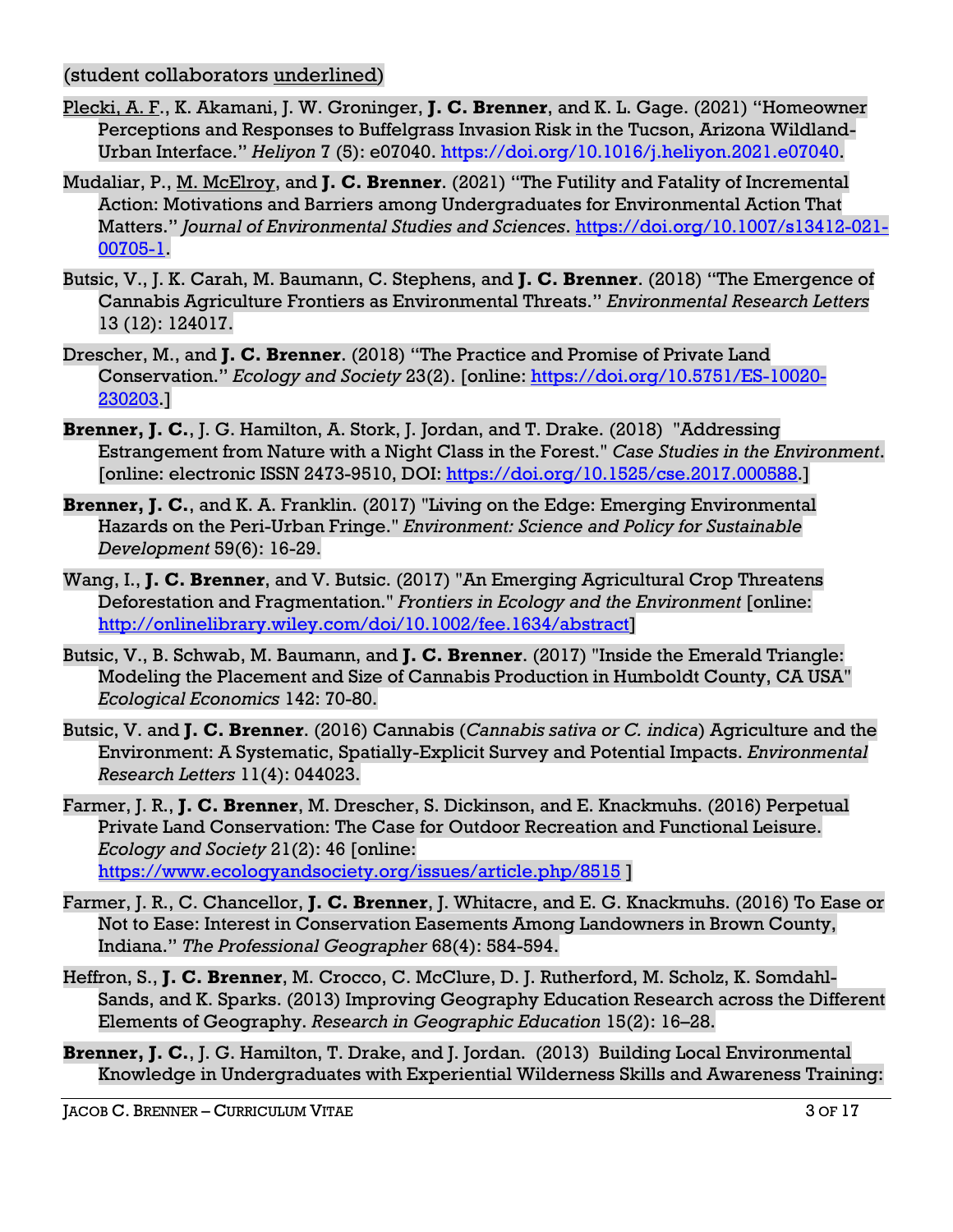(student collaborators <u>underlined</u>)

<u>Plecki, A. F</u>., K. Akamani, J. W. Groninger, **J. C. Brenner**, and K. L. Gage. (2021) "Homeowner Perceptions and Responses to Buffelgrass Invasion Risk in the Tucson, Arizona Wildland-Urban Interface." *Heliyon* 7 (5): e07040. https://doi.org/10.1016/j.heliyon.2021.e07040.

Mudaliar, P., <u>M. McElroy</u>, and **J. C. Brenner**. (2021) "The Futility and Fatality of Incremental Action: Motivations and Barriers among Undergraduates for Environmental Action That Matters." *Journal of Environmental Studies and Sciences*. https://doi.org/10.1007/s13412-021-00705-1.

Butsic, V., J. K. Carah, M. Baumann, C. Stephens, and **J. C. Brenner**. (2018) "The Emergence of Cannabis Agriculture Frontiers as Environmental Threats." *Environmental Research Letters* 13 (12): 124017.

Drescher, M., and **J. C. Brenner**. (2018) "The Practice and Promise of Private Land Conservation." *Ecology and Society* 23(2). [online: https://doi.org/10.5751/ES-10020-230203.]

**Brenner, J. C.**, J. G. Hamilton, A. Stork, J. Jordan, and T. Drake. (2018) "Addressing Estrangement from Nature with a Night Class in the Forest." *Case Studies in the Environment*. [online: electronic ISSN 2473-9510, DOI: https://doi.org/10.1525/cse.2017.000588.]

**Brenner, J. C.**, and K. A. Franklin. (2017) "Living on the Edge: Emerging Environmental Hazards on the Peri-Urban Fringe." *Environment: Science and Policy for Sustainable Development* 59(6): 16-29.

Wang, I., **J. C. Brenner**, and V. Butsic. (2017) "An Emerging Agricultural Crop Threatens Deforestation and Fragmentation." *Frontiers in Ecology and the Environment* [online: http://onlinelibrary.wiley.com/doi/10.1002/fee.1634/abstract]

Butsic, V., B. Schwab, M. Baumann, and **J. C. Brenner**. (2017) "Inside the Emerald Triangle: Modeling the Placement and Size of Cannabis Production in Humboldt County, CA USA" *Ecological Economics* 142: 70-80.

Butsic, V. and **J. C. Brenner**. (2016) Cannabis (*Cannabis sativa or C. indica*) Agriculture and the Environment: A Systematic, Spatially-Explicit Survey and Potential Impacts. *Environmental Research Letters* 11(4): 044023.

Farmer, J. R., **J. C. Brenner**, M. Drescher, S. Dickinson, and E. Knackmuhs. (2016) Perpetual Private Land Conservation: The Case for Outdoor Recreation and Functional Leisure. *Ecology and Society* 21(2): 46 [online: https://www.ecologyandsociety.org/issues/article.php/8515 ]

Farmer, J. R., C. Chancellor, **J. C. Brenner**, J. Whitacre, and E. G. Knackmuhs. (2016) To Ease or Not to Ease: Interest in Conservation Easements Among Landowners in Brown County, Indiana." *The Professional Geographer* 68(4): 584-594.

Heffron, S., **J. C. Brenner**, M. Crocco, C. McClure, D. J. Rutherford, M. Scholz, K. Somdahl-Sands, and K. Sparks. (2013) Improving Geography Education Research across the Different Elements of Geography. *Research in Geographic Education* 15(2): 16–28.

**Brenner, J. C.**, J. G. Hamilton, T. Drake, and J. Jordan. (2013) Building Local Environmental Knowledge in Undergraduates with Experiential Wilderness Skills and Awareness Training: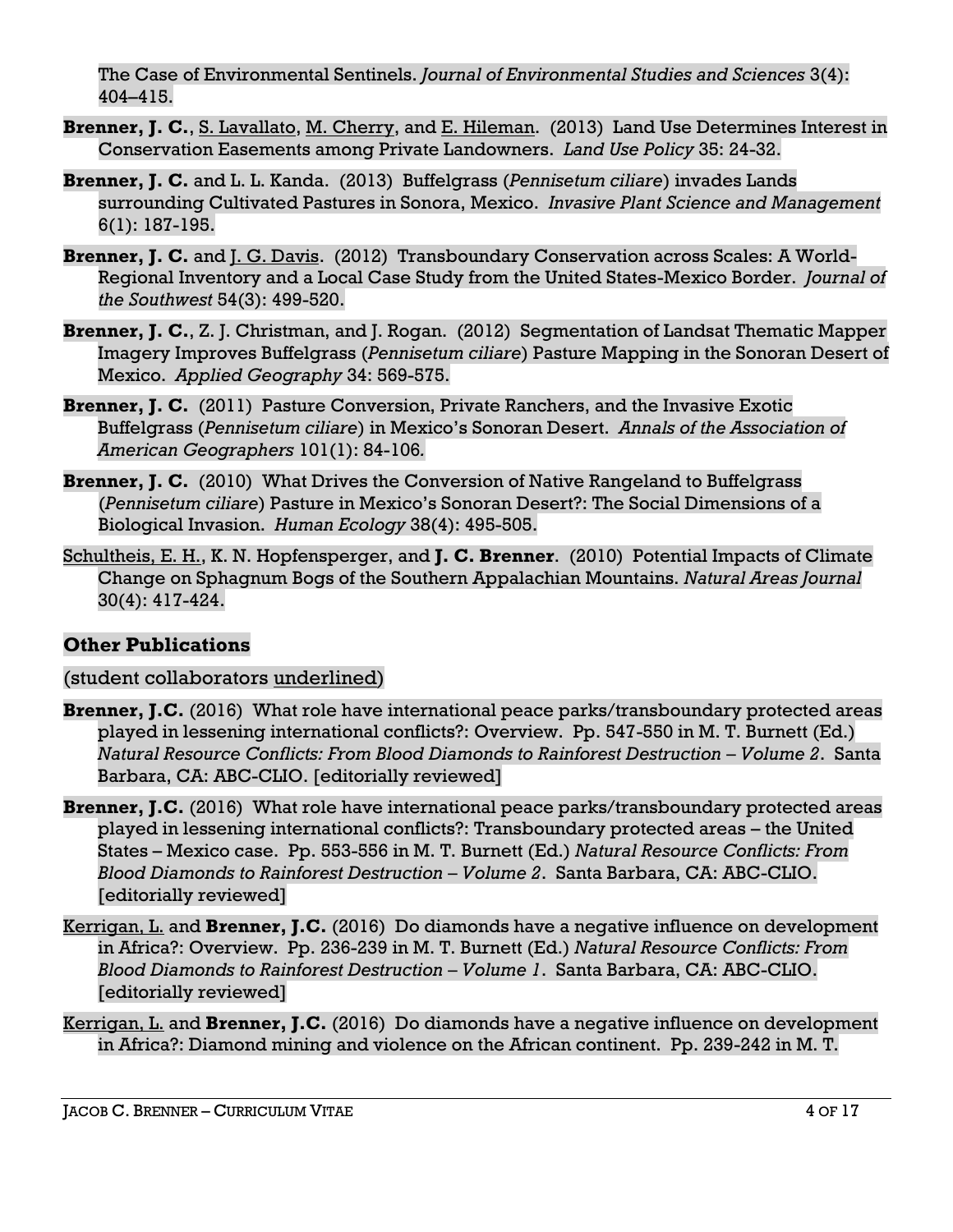The Case of Environmental Sentinels. *Journal of Environmental Studies and Sciences* 3(4): 404–415.

**Brenner, J. C.**, <u>S. Lavallato</u>, <u>M. Cherry</u>, and <u>E. Hileman</u>. (2013) Land Use Determines Interest in Conservation Easements among Private Landowners. *Land Use Policy* 35: 24-32.

**Brenner, J. C.** and L. L. Kanda. (2013) Buffelgrass (*Pennisetum ciliare*) invades Lands surrounding Cultivated Pastures in Sonora, Mexico. *Invasive Plant Science and Management* 6(1): 187-195.

**Brenner, J. C.** and <u>J. G. Davis</u>. (2012) Transboundary Conservation across Scales: A World-Regional Inventory and a Local Case Study from the United States-Mexico Border. *Journal of the Southwest* 54(3): 499-520.

**Brenner, J. C.**, Z. J. Christman, and J. Rogan. (2012) Segmentation of Landsat Thematic Mapper Imagery Improves Buffelgrass (*Pennisetum ciliare*) Pasture Mapping in the Sonoran Desert of Mexico. *Applied Geography* 34: 569-575.

**Brenner, J. C.** (2011) Pasture Conversion, Private Ranchers, and the Invasive Exotic Buffelgrass (*Pennisetum ciliare*) in Mexico's Sonoran Desert. *Annals of the Association of American Geographers* 101(1): 84-106.

**Brenner, J. C.** (2010) What Drives the Conversion of Native Rangeland to Buffelgrass (*Pennisetum ciliare*) Pasture in Mexico's Sonoran Desert?: The Social Dimensions of a Biological Invasion. *Human Ecology* 38(4): 495-505.

<u>Schultheis, E. H.</u>, K. N. Hopfensperger, and **J. C. Brenner**. (2010) Potential Impacts of Climate Change on Sphagnum Bogs of the Southern Appalachian Mountains. *Natural Areas Journal* 30(4): 417-424.

## Other Publications

(student collaborators <u>underlined</u>)

**Brenner, J.C.** (2016) What role have international peace parks/transboundary protected areas played in lessening international conflicts?: Overview. Pp. 547-550 in M. T. Burnett (Ed.) *Natural Resource Conflicts: From Blood Diamonds to Rainforest Destruction – Volume 2*. Santa Barbara, CA: ABC-CLIO. [editorially reviewed]

**Brenner, J.C.** (2016) What role have international peace parks/transboundary protected areas played in lessening international conflicts?: Transboundary protected areas – the United States – Mexico case. Pp. 553-556 in M. T. Burnett (Ed.) *Natural Resource Conflicts: From Blood Diamonds to Rainforest Destruction – Volume 2*. Santa Barbara, CA: ABC-CLIO. [editorially reviewed]

<u>Kerrigan, L.</u> and **Brenner, J.C.** (2016) Do diamonds have a negative influence on development in Africa?: Overview. Pp. 236-239 in M. T. Burnett (Ed.) *Natural Resource Conflicts: From Blood Diamonds to Rainforest Destruction – Volume 1*. Santa Barbara, CA: ABC-CLIO. [editorially reviewed]

<u>Kerrigan, L.</u> and **Brenner, J.C.** (2016) Do diamonds have a negative influence on development in Africa?: Diamond mining and violence on the African continent. Pp. 239-242 in M. T.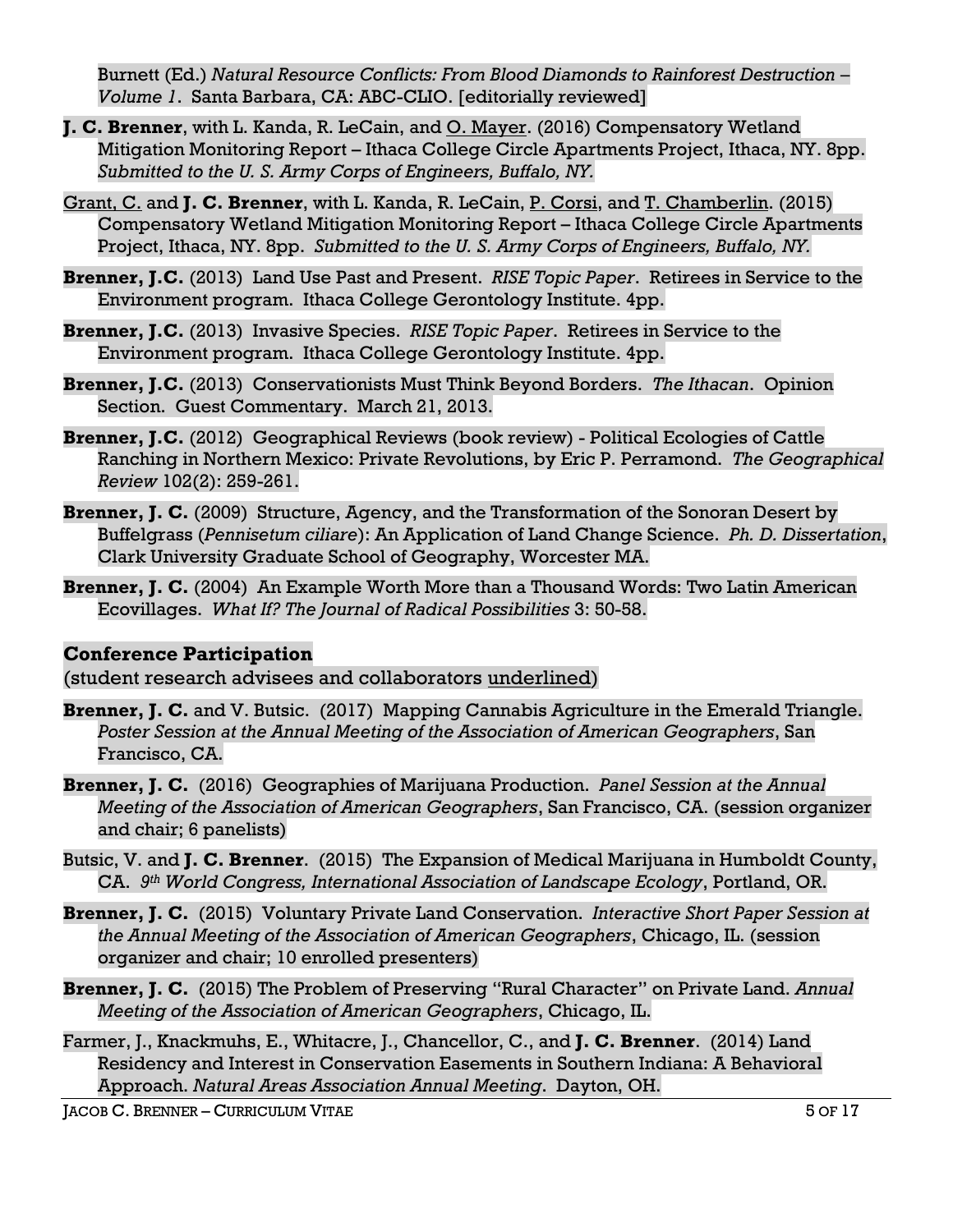Burnett (Ed.) *Natural Resource Conflicts: From Blood Diamonds to Rainforest Destruction – Volume 1*. Santa Barbara, CA: ABC-CLIO. [editorially reviewed]

**J. C. Brenner**, with L. Kanda, R. LeCain, and <u>O. Mayer</u>. (2016) Compensatory Wetland Mitigation Monitoring Report – Ithaca College Circle Apartments Project, Ithaca, NY. 8pp. *Submitted to the U. S. Army Corps of Engineers, Buffalo, NY.*

<u>Grant, C.</u> and **J. C. Brenner**, with L. Kanda, R. LeCain, <u>P. Corsi</u>, and <u>T. Chamberlin</u>. (2015) Compensatory Wetland Mitigation Monitoring Report – Ithaca College Circle Apartments Project, Ithaca, NY. 8pp. *Submitted to the U. S. Army Corps of Engineers, Buffalo, NY.*

**Brenner, J.C.** (2013) Land Use Past and Present. *RISE Topic Paper*. Retirees in Service to the Environment program. Ithaca College Gerontology Institute. 4pp.

**Brenner, J.C.** (2013) Invasive Species. *RISE Topic Paper*. Retirees in Service to the Environment program. Ithaca College Gerontology Institute. 4pp.

**Brenner, J.C.** (2013) Conservationists Must Think Beyond Borders. *The Ithacan*. Opinion Section. Guest Commentary. March 21, 2013.

**Brenner, J.C.** (2012) Geographical Reviews (book review) - Political Ecologies of Cattle Ranching in Northern Mexico: Private Revolutions, by Eric P. Perramond. *The Geographical Review* 102(2): 259-261.

**Brenner, J. C.** (2009) Structure, Agency, and the Transformation of the Sonoran Desert by Buffelgrass (*Pennisetum ciliare*): An Application of Land Change Science. *Ph. D. Dissertation*, Clark University Graduate School of Geography, Worcester MA.

**Brenner, J. C.** (2004) An Example Worth More than a Thousand Words: Two Latin American Ecovillages. *What If? The Journal of Radical Possibilities* 3: 50-58.

## Conference Participation

(student research advisees and collaborators <u>underlined</u>)

**Brenner, J. C.** and V. Butsic. (2017) Mapping Cannabis Agriculture in the Emerald Triangle. *Poster Session at the Annual Meeting of the Association of American Geographers*, San Francisco, CA.

**Brenner, J. C.** (2016) Geographies of Marijuana Production. *Panel Session at the Annual Meeting of the Association of American Geographers*, San Francisco, CA. (session organizer and chair; 6 panelists)

Butsic, V. and **J. C. Brenner**. (2015) The Expansion of Medical Marijuana in Humboldt County, CA. *9th World Congress, International Association of Landscape Ecology*, Portland, OR.

**Brenner, J. C.** (2015) Voluntary Private Land Conservation. *Interactive Short Paper Session at the Annual Meeting of the Association of American Geographers*, Chicago, IL. (session organizer and chair; 10 enrolled presenters)

**Brenner, J. C.** (2015) The Problem of Preserving "Rural Character" on Private Land. *Annual Meeting of the Association of American Geographers*, Chicago, IL.

Farmer, J., Knackmuhs, E., Whitacre, J., Chancellor, C., and **J. C. Brenner**. (2014) Land Residency and Interest in Conservation Easements in Southern Indiana: A Behavioral Approach. *Natural Areas Association Annual Meeting*. Dayton, OH.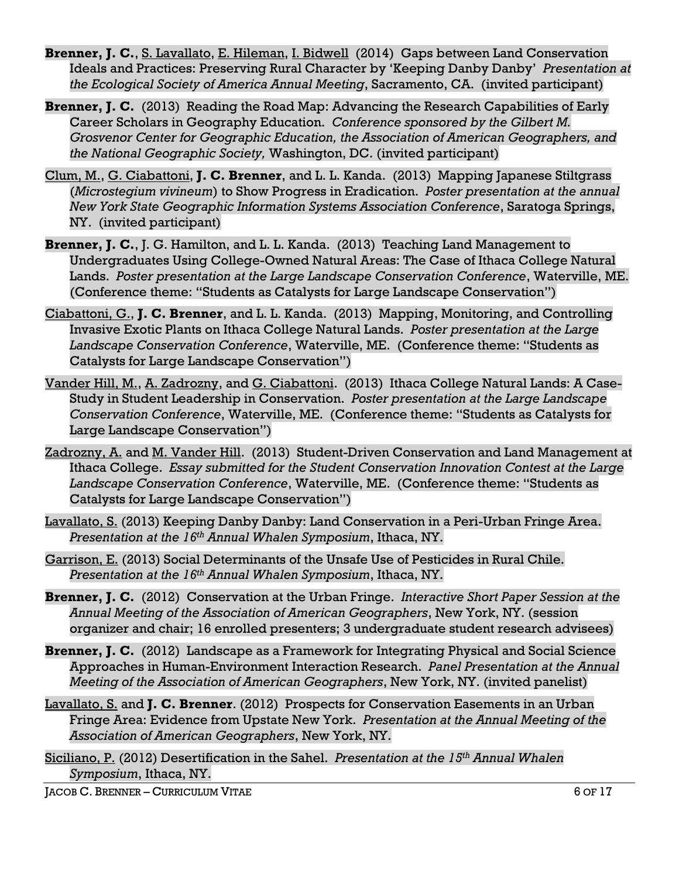**Brenner, J. C.**, S. Lavallato, E. Hileman, I. Bidwell (2014) Gaps between Land Conservation Ideals and Practices: Preserving Rural Character by 'Keeping Danby Danby' *Presentation at the Ecological Society of America Annual Meeting*, Sacramento, CA. (invited participant)

**Brenner, J. C.** (2013) Reading the Road Map: Advancing the Research Capabilities of Early Career Scholars in Geography Education. *Conference sponsored by the Gilbert M. Grosvenor Center for Geographic Education, the Association of American Geographers, and the National Geographic Society,* Washington, DC. (invited participant)

Clum, M., G. Ciabattoni, **J. C. Brenner**, and L. L. Kanda. (2013) Mapping Japanese Stiltgrass (*Microstegium vivineum*) to Show Progress in Eradication. *Poster presentation at the annual New York State Geographic Information Systems Association Conference*, Saratoga Springs, NY. (invited participant)

**Brenner, J. C.**, J. G. Hamilton, and L. L. Kanda. (2013) Teaching Land Management to Undergraduates Using College-Owned Natural Areas: The Case of Ithaca College Natural Lands. *Poster presentation at the Large Landscape Conservation Conference*, Waterville, ME. (Conference theme: "Students as Catalysts for Large Landscape Conservation")

Ciabattoni, G., **J. C. Brenner**, and L. L. Kanda. (2013) Mapping, Monitoring, and Controlling Invasive Exotic Plants on Ithaca College Natural Lands. *Poster presentation at the Large Landscape Conservation Conference*, Waterville, ME. (Conference theme: "Students as Catalysts for Large Landscape Conservation")

Vander Hill, M., A. Zadrozny, and G. Ciabattoni. (2013) Ithaca College Natural Lands: A Case-Study in Student Leadership in Conservation. *Poster presentation at the Large Landscape Conservation Conference*, Waterville, ME. (Conference theme: "Students as Catalysts for Large Landscape Conservation")

Zadrozny, A. and M. Vander Hill. (2013) Student-Driven Conservation and Land Management at Ithaca College. *Essay submitted for the Student Conservation Innovation Contest at the Large Landscape Conservation Conference*, Waterville, ME. (Conference theme: "Students as Catalysts for Large Landscape Conservation")

Lavallato, S. (2013) Keeping Danby Danby: Land Conservation in a Peri-Urban Fringe Area. *Presentation at the 16th Annual Whalen Symposium*, Ithaca, NY.

Garrison, E. (2013) Social Determinants of the Unsafe Use of Pesticides in Rural Chile. *Presentation at the 16th Annual Whalen Symposium*, Ithaca, NY.

**Brenner, J. C.** (2012) Conservation at the Urban Fringe. *Interactive Short Paper Session at the Annual Meeting of the Association of American Geographers*, New York, NY. (session organizer and chair; 16 enrolled presenters; 3 undergraduate student research advisees)

**Brenner, J. C.** (2012) Landscape as a Framework for Integrating Physical and Social Science Approaches in Human-Environment Interaction Research. *Panel Presentation at the Annual Meeting of the Association of American Geographers*, New York, NY. (invited panelist)

Lavallato, S. and **J. C. Brenner**. (2012) Prospects for Conservation Easements in an Urban Fringe Area: Evidence from Upstate New York. *Presentation at the Annual Meeting of the Association of American Geographers*, New York, NY.

Siciliano, P. (2012) Desertification in the Sahel. *Presentation at the 15th Annual Whalen Symposium*, Ithaca, NY.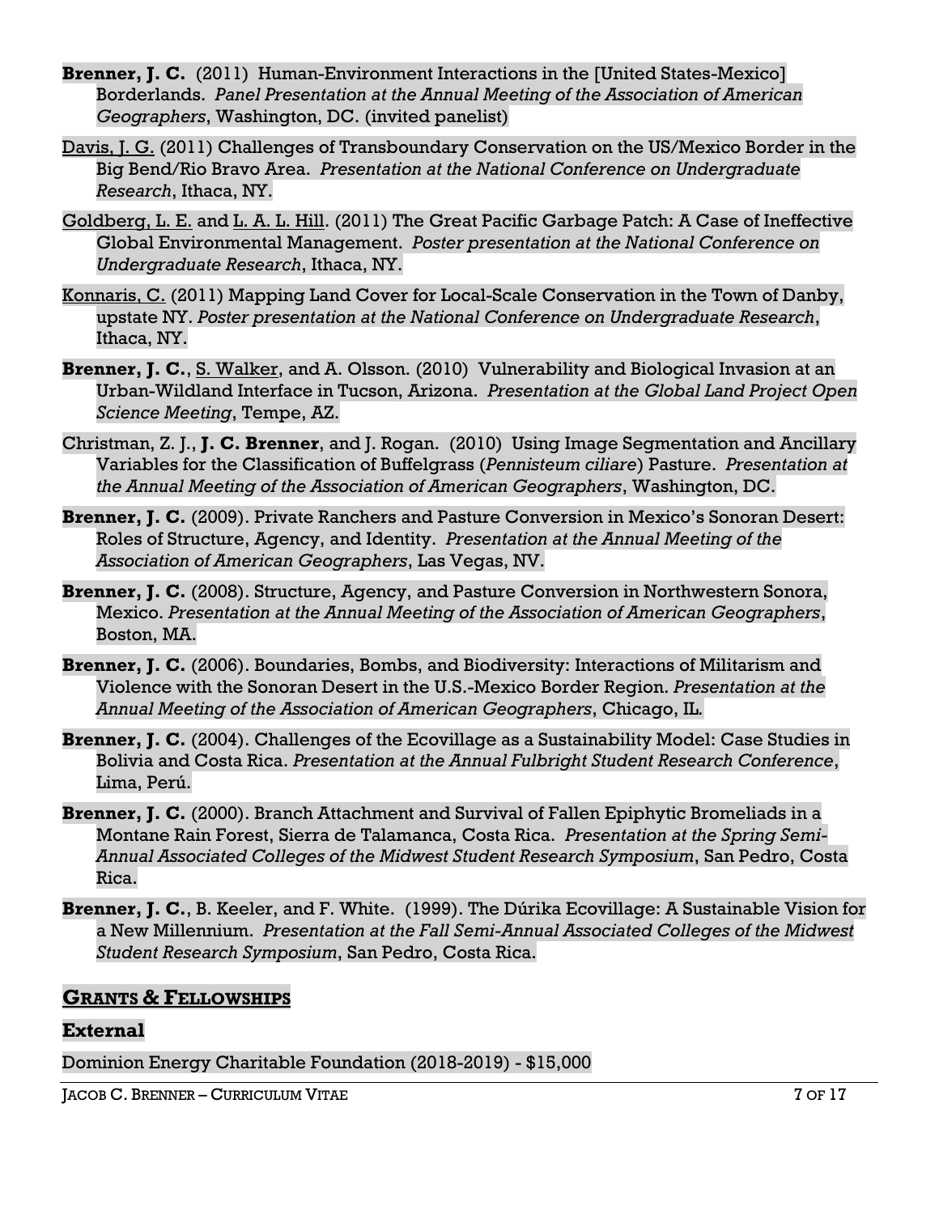**Brenner, J. C.** (2011) Human-Environment Interactions in the [United States-Mexico] Borderlands. *Panel Presentation at the Annual Meeting of the Association of American Geographers*, Washington, DC. (invited panelist)

<u>Davis, J. G.</u> (2011) Challenges of Transboundary Conservation on the US/Mexico Border in the Big Bend/Rio Bravo Area. *Presentation at the National Conference on Undergraduate Research*, Ithaca, NY.

<u>Goldberg, L. E.</u> and <u>L. A. L. Hill</u>. (2011) The Great Pacific Garbage Patch: A Case of Ineffective Global Environmental Management. *Poster presentation at the National Conference on Undergraduate Research*, Ithaca, NY.

<u>Konnaris, C.</u> (2011) Mapping Land Cover for Local-Scale Conservation in the Town of Danby, upstate NY. *Poster presentation at the National Conference on Undergraduate Research*, Ithaca, NY.

**Brenner, J. C.**, <u>S. Walker</u>, and A. Olsson. (2010) Vulnerability and Biological Invasion at an Urban-Wildland Interface in Tucson, Arizona. *Presentation at the Global Land Project Open Science Meeting*, Tempe, AZ.

Christman, Z. J., **J. C. Brenner**, and J. Rogan. (2010) Using Image Segmentation and Ancillary Variables for the Classification of Buffelgrass (*Pennisteum ciliare*) Pasture. *Presentation at the Annual Meeting of the Association of American Geographers*, Washington, DC.

**Brenner, J. C.** (2009). Private Ranchers and Pasture Conversion in Mexico's Sonoran Desert: Roles of Structure, Agency, and Identity. *Presentation at the Annual Meeting of the Association of American Geographers*, Las Vegas, NV.

**Brenner, J. C.** (2008). Structure, Agency, and Pasture Conversion in Northwestern Sonora, Mexico. *Presentation at the Annual Meeting of the Association of American Geographers*, Boston, MA.

**Brenner, J. C.** (2006). Boundaries, Bombs, and Biodiversity: Interactions of Militarism and Violence with the Sonoran Desert in the U.S.-Mexico Border Region. *Presentation at the Annual Meeting of the Association of American Geographers*, Chicago, IL.

**Brenner, J. C.** (2004). Challenges of the Ecovillage as a Sustainability Model: Case Studies in Bolivia and Costa Rica. *Presentation at the Annual Fulbright Student Research Conference*, Lima, Perú.

**Brenner, J. C.** (2000). Branch Attachment and Survival of Fallen Epiphytic Bromeliads in a Montane Rain Forest, Sierra de Talamanca, Costa Rica. *Presentation at the Spring Semi-Annual Associated Colleges of the Midwest Student Research Symposium*, San Pedro, Costa Rica.

**Brenner, J. C.**, B. Keeler, and F. White. (1999). The Dúrika Ecovillage: A Sustainable Vision for a New Millennium. *Presentation at the Fall Semi-Annual Associated Colleges of the Midwest Student Research Symposium*, San Pedro, Costa Rica.

## GRANTS & FELLOWSHIPS

### External

Dominion Energy Charitable Foundation (2018-2019) - $15,000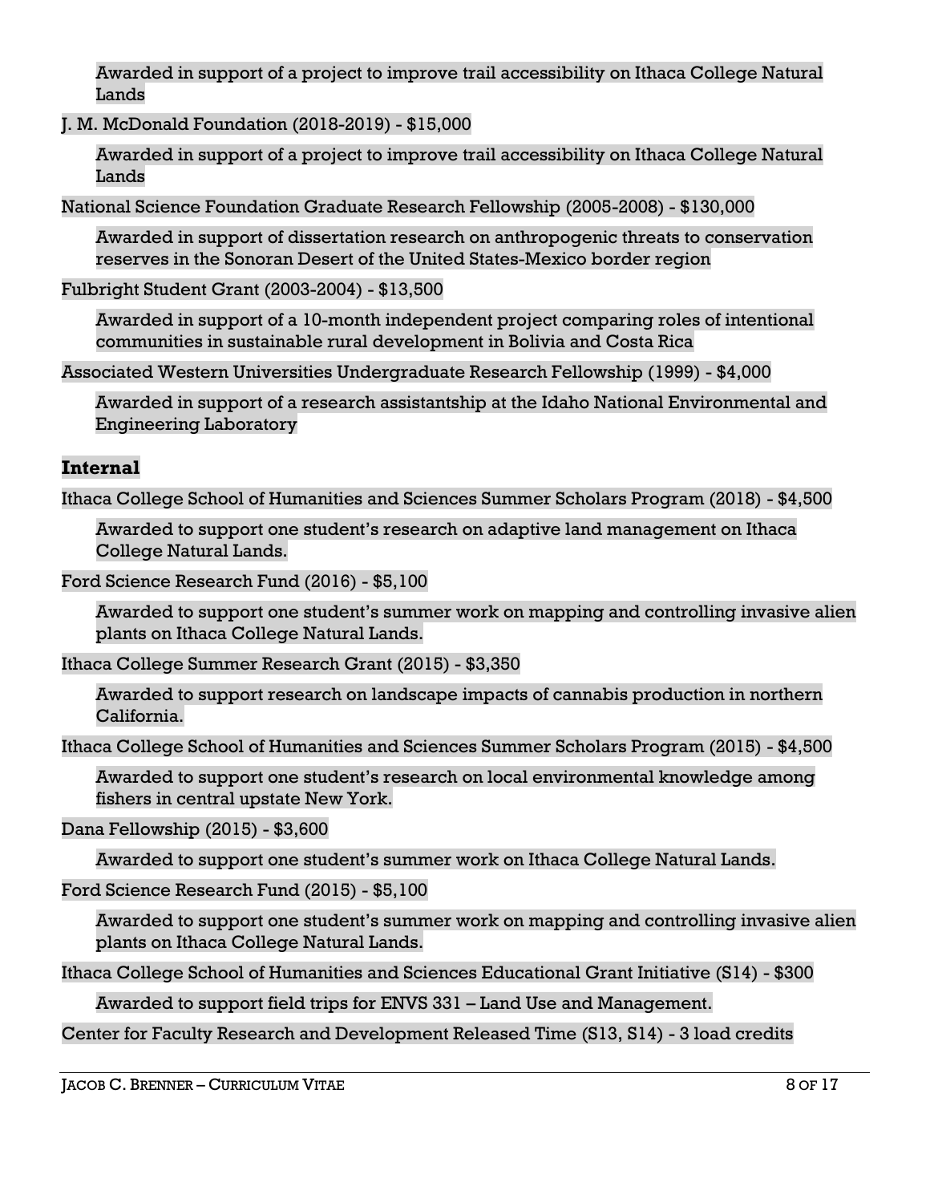Awarded in support of a project to improve trail accessibility on Ithaca College Natural Lands

J. M. McDonald Foundation (2018-2019) - $15,000

Awarded in support of a project to improve trail accessibility on Ithaca College Natural Lands

National Science Foundation Graduate Research Fellowship (2005-2008) - $130,000

Awarded in support of dissertation research on anthropogenic threats to conservation reserves in the Sonoran Desert of the United States-Mexico border region

Fulbright Student Grant (2003-2004) - $13,500

Awarded in support of a 10-month independent project comparing roles of intentional communities in sustainable rural development in Bolivia and Costa Rica

Associated Western Universities Undergraduate Research Fellowship (1999) - $4,000

Awarded in support of a research assistantship at the Idaho National Environmental and Engineering Laboratory

## Internal

Ithaca College School of Humanities and Sciences Summer Scholars Program (2018) - $4,500

Awarded to support one student's research on adaptive land management on Ithaca College Natural Lands.

Ford Science Research Fund (2016) - $5,100

Awarded to support one student's summer work on mapping and controlling invasive alien plants on Ithaca College Natural Lands.

Ithaca College Summer Research Grant (2015) - $3,350

Awarded to support research on landscape impacts of cannabis production in northern California.

Ithaca College School of Humanities and Sciences Summer Scholars Program (2015) - $4,500

Awarded to support one student's research on local environmental knowledge among fishers in central upstate New York.

Dana Fellowship (2015) - $3,600

Awarded to support one student's summer work on Ithaca College Natural Lands.

Ford Science Research Fund (2015) - $5,100

Awarded to support one student's summer work on mapping and controlling invasive alien plants on Ithaca College Natural Lands.

Ithaca College School of Humanities and Sciences Educational Grant Initiative (S14) - $300

Awarded to support field trips for ENVS 331 – Land Use and Management.

Center for Faculty Research and Development Released Time (S13, S14) - 3 load credits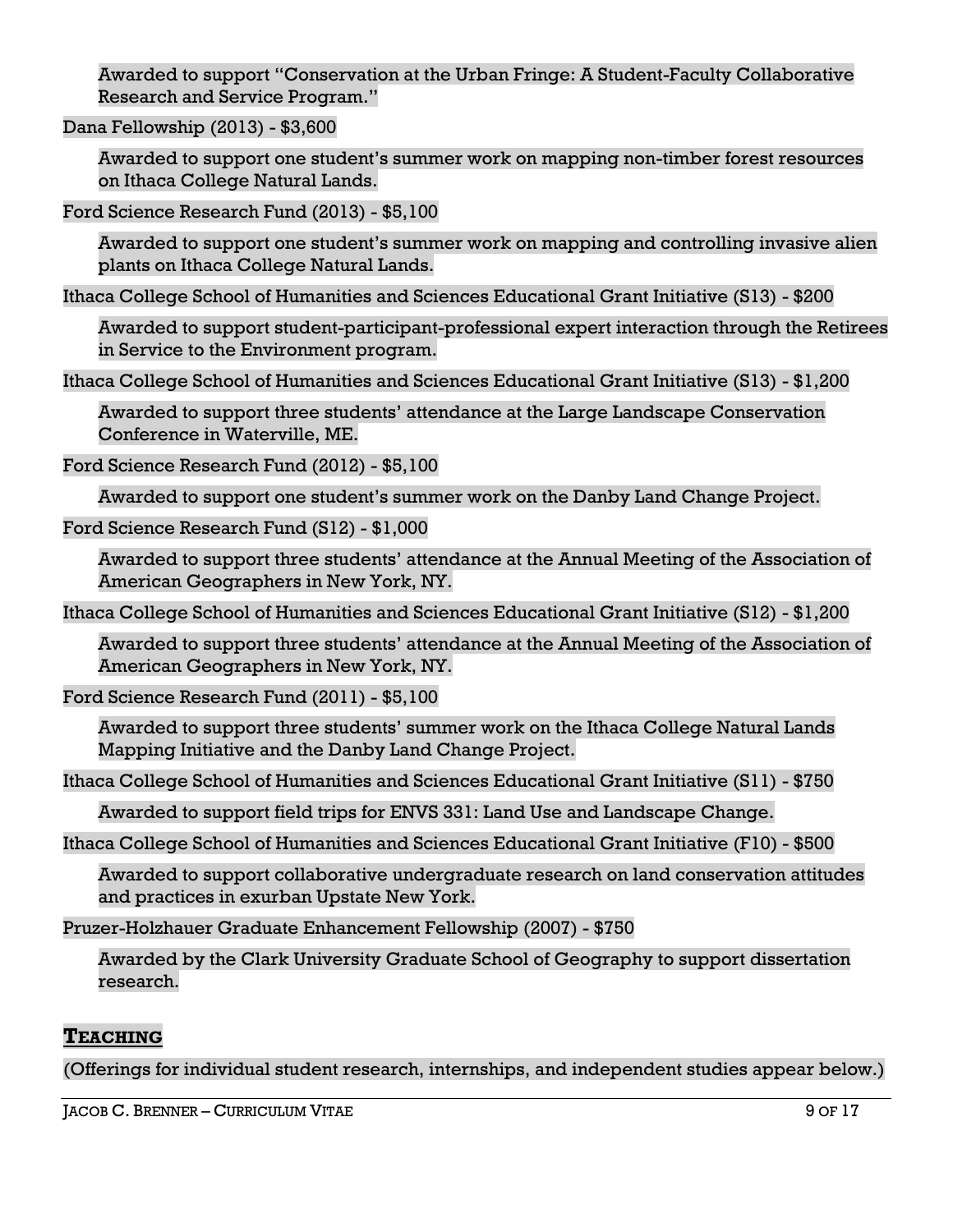Awarded to support "Conservation at the Urban Fringe: A Student-Faculty Collaborative Research and Service Program."

Dana Fellowship (2013) - $3,600

Awarded to support one student's summer work on mapping non-timber forest resources on Ithaca College Natural Lands.

Ford Science Research Fund (2013) - $5,100

Awarded to support one student's summer work on mapping and controlling invasive alien plants on Ithaca College Natural Lands.

Ithaca College School of Humanities and Sciences Educational Grant Initiative (S13) - $200

Awarded to support student-participant-professional expert interaction through the Retirees in Service to the Environment program.

Ithaca College School of Humanities and Sciences Educational Grant Initiative (S13) - $1,200

Awarded to support three students' attendance at the Large Landscape Conservation Conference in Waterville, ME.

Ford Science Research Fund (2012) - $5,100

Awarded to support one student's summer work on the Danby Land Change Project.

Ford Science Research Fund (S12) - $1,000

Awarded to support three students' attendance at the Annual Meeting of the Association of American Geographers in New York, NY.

Ithaca College School of Humanities and Sciences Educational Grant Initiative (S12) - $1,200

Awarded to support three students' attendance at the Annual Meeting of the Association of American Geographers in New York, NY.

Ford Science Research Fund (2011) - $5,100

Awarded to support three students' summer work on the Ithaca College Natural Lands Mapping Initiative and the Danby Land Change Project.

Ithaca College School of Humanities and Sciences Educational Grant Initiative (S11) - $750

Awarded to support field trips for ENVS 331: Land Use and Landscape Change.

Ithaca College School of Humanities and Sciences Educational Grant Initiative (F10) - $500

Awarded to support collaborative undergraduate research on land conservation attitudes and practices in exurban Upstate New York.

Pruzer-Holzhauer Graduate Enhancement Fellowship (2007) - $750

Awarded by the Clark University Graduate School of Geography to support dissertation research.

## TEACHING

(Offerings for individual student research, internships, and independent studies appear below.)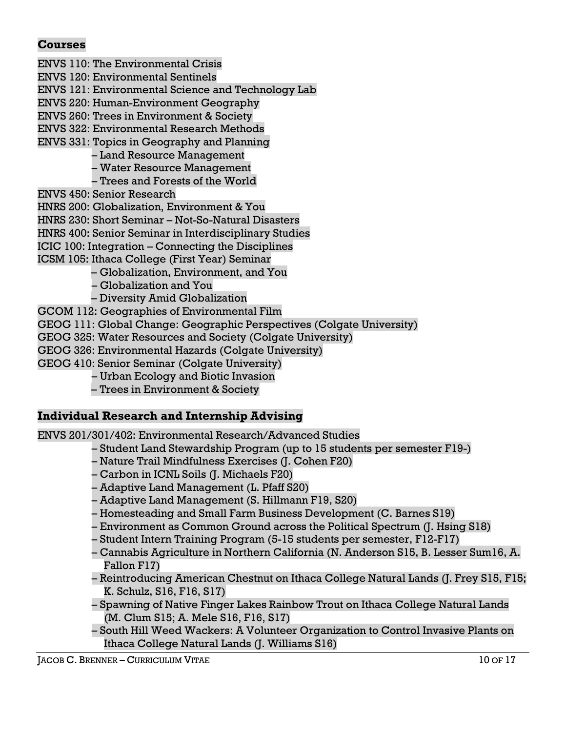## Courses

ENVS 110: The Environmental Crisis
ENVS 120: Environmental Sentinels
ENVS 121: Environmental Science and Technology Lab
ENVS 220: Human-Environment Geography
ENVS 260: Trees in Environment & Society
ENVS 322: Environmental Research Methods
ENVS 331: Topics in Geography and Planning
- – Land Resource Management
- – Water Resource Management
- – Trees and Forests of the World

ENVS 450: Senior Research
HNRS 200: Globalization, Environment & You
HNRS 230: Short Seminar – Not-So-Natural Disasters
HNRS 400: Senior Seminar in Interdisciplinary Studies
ICIC 100: Integration – Connecting the Disciplines
ICSM 105: Ithaca College (First Year) Seminar
- – Globalization, Environment, and You
- – Globalization and You
- – Diversity Amid Globalization

GCOM 112: Geographies of Environmental Film
GEOG 111: Global Change: Geographic Perspectives (Colgate University)
GEOG 325: Water Resources and Society (Colgate University)
GEOG 326: Environmental Hazards (Colgate University)
GEOG 410: Senior Seminar (Colgate University)
- – Urban Ecology and Biotic Invasion
- – Trees in Environment & Society

## Individual Research and Internship Advising

ENVS 201/301/402: Environmental Research/Advanced Studies
- – Student Land Stewardship Program (up to 15 students per semester F19-)
- – Nature Trail Mindfulness Exercises (J. Cohen F20)
- – Carbon in ICNL Soils (J. Michaels F20)
- – Adaptive Land Management (L. Pfaff S20)
- – Adaptive Land Management (S. Hillmann F19, S20)
- – Homesteading and Small Farm Business Development (C. Barnes S19)
- – Environment as Common Ground across the Political Spectrum (J. Hsing S18)
- – Student Intern Training Program (5-15 students per semester, F12-F17)
- – Cannabis Agriculture in Northern California (N. Anderson S15, B. Lesser Sum16, A. Fallon F17)
- – Reintroducing American Chestnut on Ithaca College Natural Lands (J. Frey S15, F15; K. Schulz, S16, F16, S17)
- – Spawning of Native Finger Lakes Rainbow Trout on Ithaca College Natural Lands (M. Clum S15; A. Mele S16, F16, S17)
- – South Hill Weed Wackers: A Volunteer Organization to Control Invasive Plants on Ithaca College Natural Lands (J. Williams S16)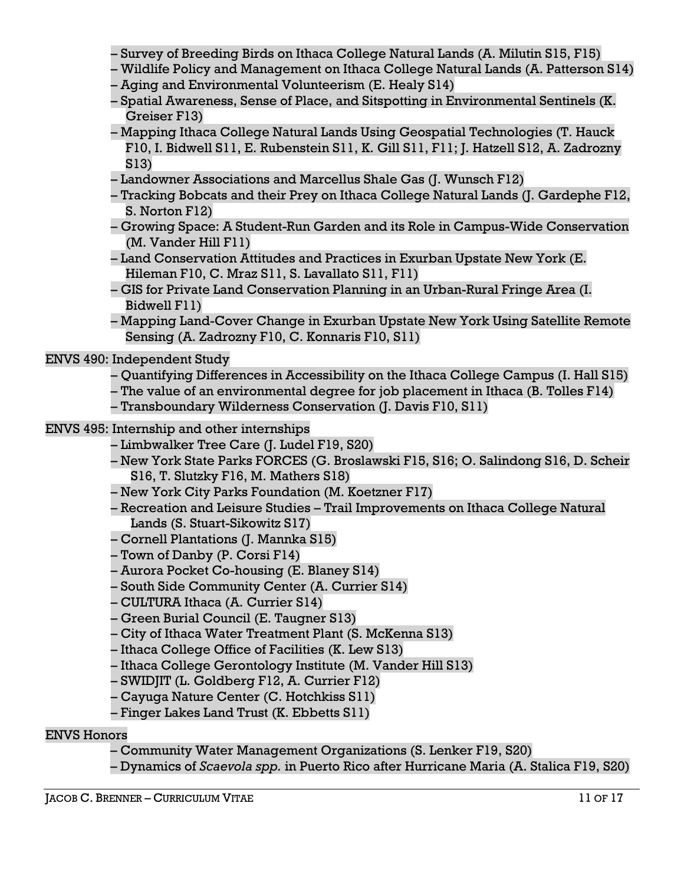- – Survey of Breeding Birds on Ithaca College Natural Lands (A. Milutin S15, F15)
- – Wildlife Policy and Management on Ithaca College Natural Lands (A. Patterson S14)
- – Aging and Environmental Volunteerism (E. Healy S14)
- – Spatial Awareness, Sense of Place, and Sitspotting in Environmental Sentinels (K. Greiser F13)
- – Mapping Ithaca College Natural Lands Using Geospatial Technologies (T. Hauck F10, I. Bidwell S11, E. Rubenstein S11, K. Gill S11, F11; J. Hatzell S12, A. Zadrozny S13)
- – Landowner Associations and Marcellus Shale Gas (J. Wunsch F12)
- – Tracking Bobcats and their Prey on Ithaca College Natural Lands (J. Gardephe F12, S. Norton F12)
- – Growing Space: A Student-Run Garden and its Role in Campus-Wide Conservation (M. Vander Hill F11)
- – Land Conservation Attitudes and Practices in Exurban Upstate New York (E. Hileman F10, C. Mraz S11, S. Lavallato S11, F11)
- – GIS for Private Land Conservation Planning in an Urban-Rural Fringe Area (I. Bidwell F11)
- – Mapping Land-Cover Change in Exurban Upstate New York Using Satellite Remote Sensing (A. Zadrozny F10, C. Konnaris F10, S11)

ENVS 490: Independent Study

- – Quantifying Differences in Accessibility on the Ithaca College Campus (I. Hall S15)
- – The value of an environmental degree for job placement in Ithaca (B. Tolles F14)
- – Transboundary Wilderness Conservation (J. Davis F10, S11)

ENVS 495: Internship and other internships

- – Limbwalker Tree Care (J. Ludel F19, S20)
- – New York State Parks FORCES (G. Broslawski F15, S16; O. Salindong S16, D. Scheir S16, T. Slutzky F16, M. Mathers S18)
- – New York City Parks Foundation (M. Koetzner F17)
- – Recreation and Leisure Studies – Trail Improvements on Ithaca College Natural Lands (S. Stuart-Sikowitz S17)
- – Cornell Plantations (J. Mannka S15)
- – Town of Danby (P. Corsi F14)
- – Aurora Pocket Co-housing (E. Blaney S14)
- – South Side Community Center (A. Currier S14)
- – CULTURA Ithaca (A. Currier S14)
- – Green Burial Council (E. Taugner S13)
- – City of Ithaca Water Treatment Plant (S. McKenna S13)
- – Ithaca College Office of Facilities (K. Lew S13)
- – Ithaca College Gerontology Institute (M. Vander Hill S13)
- – SWIDJIT (L. Goldberg F12, A. Currier F12)
- – Cayuga Nature Center (C. Hotchkiss S11)
- – Finger Lakes Land Trust (K. Ebbetts S11)

ENVS Honors

- – Community Water Management Organizations (S. Lenker F19, S20)
- – Dynamics of *Scaevola spp.* in Puerto Rico after Hurricane Maria (A. Stalica F19, S20)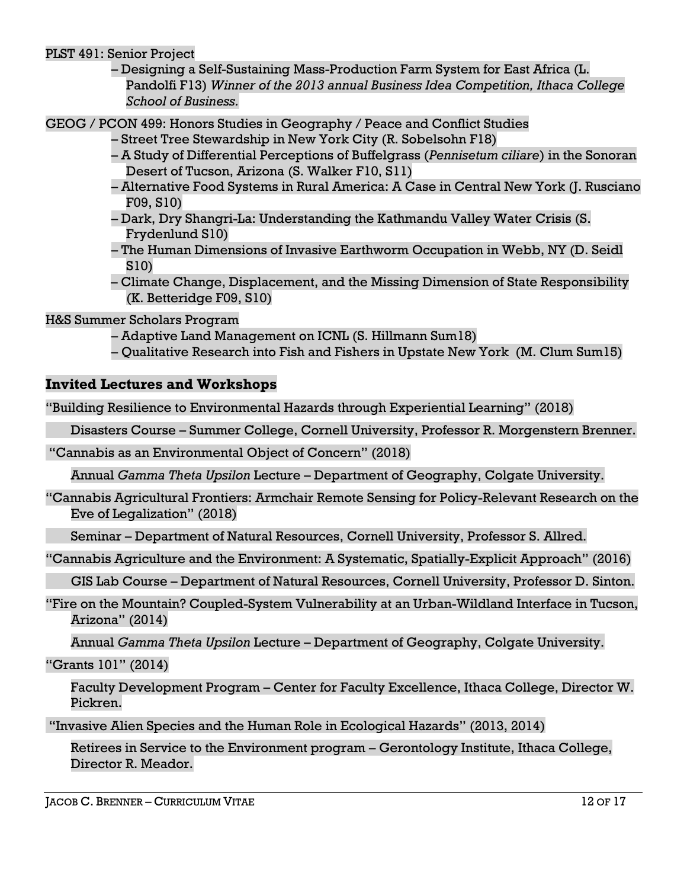PLST 491: Senior Project

– Designing a Self-Sustaining Mass-Production Farm System for East Africa (L. Pandolfi F13) *Winner of the 2013 annual Business Idea Competition, Ithaca College School of Business.*

GEOG / PCON 499: Honors Studies in Geography / Peace and Conflict Studies

– Street Tree Stewardship in New York City (R. Sobelsohn F18)

– A Study of Differential Perceptions of Buffelgrass (*Pennisetum ciliare*) in the Sonoran Desert of Tucson, Arizona (S. Walker F10, S11)

– Alternative Food Systems in Rural America: A Case in Central New York (J. Rusciano F09, S10)

– Dark, Dry Shangri-La: Understanding the Kathmandu Valley Water Crisis (S. Frydenlund S10)

– The Human Dimensions of Invasive Earthworm Occupation in Webb, NY (D. Seidl S10)

– Climate Change, Displacement, and the Missing Dimension of State Responsibility (K. Betteridge F09, S10)

H&S Summer Scholars Program

– Adaptive Land Management on ICNL (S. Hillmann Sum18)

– Qualitative Research into Fish and Fishers in Upstate New York (M. Clum Sum15)

## Invited Lectures and Workshops

"Building Resilience to Environmental Hazards through Experiential Learning" (2018)

Disasters Course – Summer College, Cornell University, Professor R. Morgenstern Brenner.

"Cannabis as an Environmental Object of Concern" (2018)

Annual *Gamma Theta Upsilon* Lecture – Department of Geography, Colgate University.

"Cannabis Agricultural Frontiers: Armchair Remote Sensing for Policy-Relevant Research on the Eve of Legalization" (2018)

Seminar – Department of Natural Resources, Cornell University, Professor S. Allred.

"Cannabis Agriculture and the Environment: A Systematic, Spatially-Explicit Approach" (2016)

GIS Lab Course – Department of Natural Resources, Cornell University, Professor D. Sinton.

"Fire on the Mountain? Coupled-System Vulnerability at an Urban-Wildland Interface in Tucson, Arizona" (2014)

Annual *Gamma Theta Upsilon* Lecture – Department of Geography, Colgate University.

"Grants 101" (2014)

Faculty Development Program – Center for Faculty Excellence, Ithaca College, Director W. Pickren.

"Invasive Alien Species and the Human Role in Ecological Hazards" (2013, 2014)

Retirees in Service to the Environment program – Gerontology Institute, Ithaca College, Director R. Meador.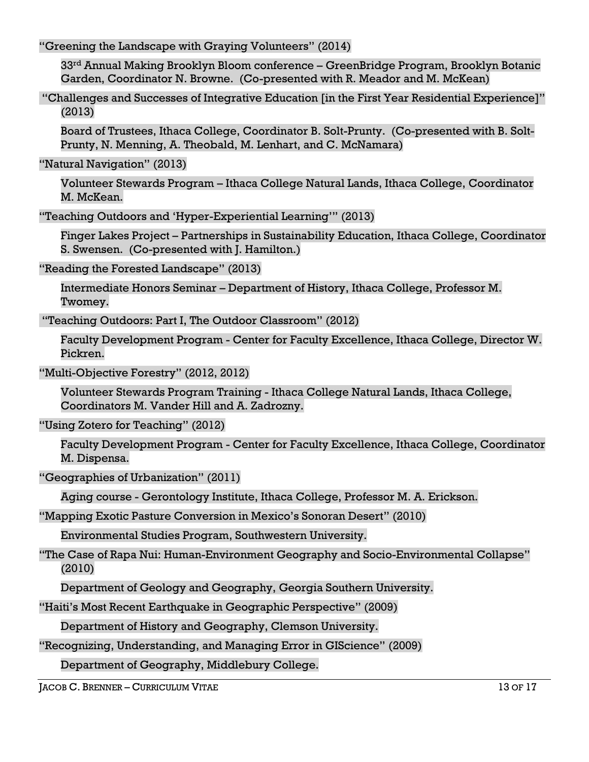"Greening the Landscape with Graying Volunteers" (2014)

33rd Annual Making Brooklyn Bloom conference – GreenBridge Program, Brooklyn Botanic Garden, Coordinator N. Browne. (Co-presented with R. Meador and M. McKean)

"Challenges and Successes of Integrative Education [in the First Year Residential Experience]" (2013)

Board of Trustees, Ithaca College, Coordinator B. Solt-Prunty. (Co-presented with B. Solt-Prunty, N. Menning, A. Theobald, M. Lenhart, and C. McNamara)

"Natural Navigation" (2013)

Volunteer Stewards Program – Ithaca College Natural Lands, Ithaca College, Coordinator M. McKean.

"Teaching Outdoors and 'Hyper-Experiential Learning'" (2013)

Finger Lakes Project – Partnerships in Sustainability Education, Ithaca College, Coordinator S. Swensen. (Co-presented with J. Hamilton.)

"Reading the Forested Landscape" (2013)

Intermediate Honors Seminar – Department of History, Ithaca College, Professor M. Twomey.

"Teaching Outdoors: Part I, The Outdoor Classroom" (2012)

Faculty Development Program - Center for Faculty Excellence, Ithaca College, Director W. Pickren.

"Multi-Objective Forestry" (2012, 2012)

Volunteer Stewards Program Training - Ithaca College Natural Lands, Ithaca College, Coordinators M. Vander Hill and A. Zadrozny.

"Using Zotero for Teaching" (2012)

Faculty Development Program - Center for Faculty Excellence, Ithaca College, Coordinator M. Dispensa.

"Geographies of Urbanization" (2011)

Aging course - Gerontology Institute, Ithaca College, Professor M. A. Erickson.

"Mapping Exotic Pasture Conversion in Mexico's Sonoran Desert" (2010)

Environmental Studies Program, Southwestern University.

"The Case of Rapa Nui: Human-Environment Geography and Socio-Environmental Collapse" (2010)

Department of Geology and Geography, Georgia Southern University.

"Haiti's Most Recent Earthquake in Geographic Perspective" (2009)

Department of History and Geography, Clemson University.

"Recognizing, Understanding, and Managing Error in GIScience" (2009)

Department of Geography, Middlebury College.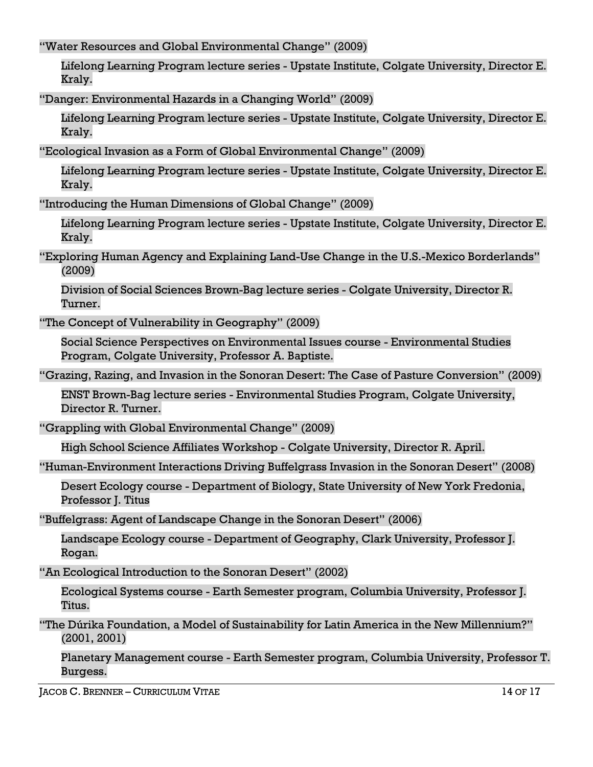"Water Resources and Global Environmental Change" (2009)

Lifelong Learning Program lecture series - Upstate Institute, Colgate University, Director E. Kraly.

"Danger: Environmental Hazards in a Changing World" (2009)

Lifelong Learning Program lecture series - Upstate Institute, Colgate University, Director E. Kraly.

"Ecological Invasion as a Form of Global Environmental Change" (2009)

Lifelong Learning Program lecture series - Upstate Institute, Colgate University, Director E. Kraly.

"Introducing the Human Dimensions of Global Change" (2009)

Lifelong Learning Program lecture series - Upstate Institute, Colgate University, Director E. Kraly.

"Exploring Human Agency and Explaining Land-Use Change in the U.S.-Mexico Borderlands" (2009)

Division of Social Sciences Brown-Bag lecture series - Colgate University, Director R. Turner.

"The Concept of Vulnerability in Geography" (2009)

Social Science Perspectives on Environmental Issues course - Environmental Studies Program, Colgate University, Professor A. Baptiste.

"Grazing, Razing, and Invasion in the Sonoran Desert: The Case of Pasture Conversion" (2009)

ENST Brown-Bag lecture series - Environmental Studies Program, Colgate University, Director R. Turner.

"Grappling with Global Environmental Change" (2009)

High School Science Affiliates Workshop - Colgate University, Director R. April.

"Human-Environment Interactions Driving Buffelgrass Invasion in the Sonoran Desert" (2008)

Desert Ecology course - Department of Biology, State University of New York Fredonia, Professor J. Titus

"Buffelgrass: Agent of Landscape Change in the Sonoran Desert" (2006)

Landscape Ecology course - Department of Geography, Clark University, Professor J. Rogan.

"An Ecological Introduction to the Sonoran Desert" (2002)

Ecological Systems course - Earth Semester program, Columbia University, Professor J. Titus.

"The Dúrika Foundation, a Model of Sustainability for Latin America in the New Millennium?" (2001, 2001)

Planetary Management course - Earth Semester program, Columbia University, Professor T. Burgess.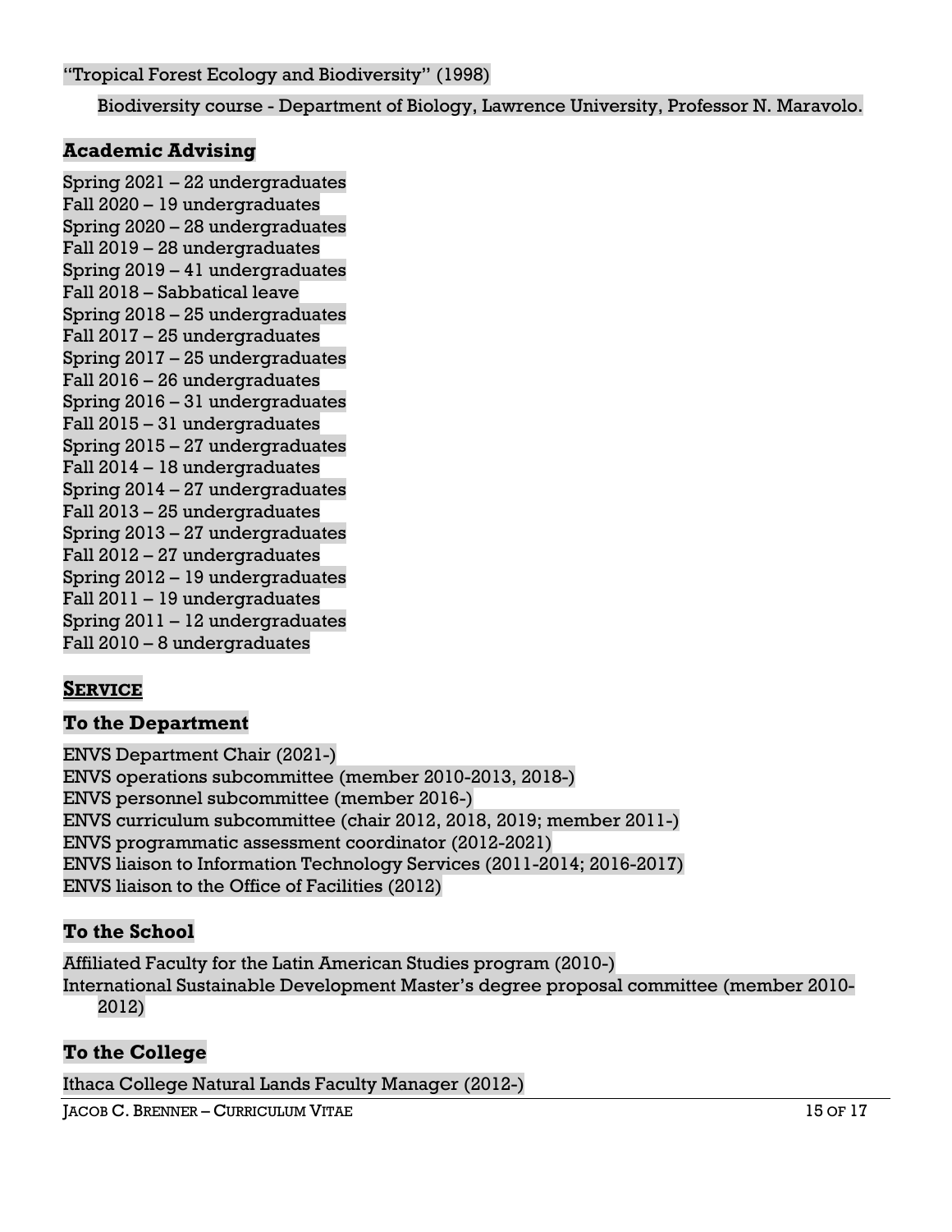"Tropical Forest Ecology and Biodiversity" (1998)

Biodiversity course - Department of Biology, Lawrence University, Professor N. Maravolo.

### Academic Advising

Spring 2021 – 22 undergraduates
Fall 2020 – 19 undergraduates
Spring 2020 – 28 undergraduates
Fall 2019 – 28 undergraduates
Spring 2019 – 41 undergraduates
Fall 2018 – Sabbatical leave
Spring 2018 – 25 undergraduates
Fall 2017 – 25 undergraduates
Spring 2017 – 25 undergraduates
Fall 2016 – 26 undergraduates
Spring 2016 – 31 undergraduates
Fall 2015 – 31 undergraduates
Spring 2015 – 27 undergraduates
Fall 2014 – 18 undergraduates
Spring 2014 – 27 undergraduates
Fall 2013 – 25 undergraduates
Spring 2013 – 27 undergraduates
Fall 2012 – 27 undergraduates
Spring 2012 – 19 undergraduates
Fall 2011 – 19 undergraduates
Spring 2011 – 12 undergraduates
Fall 2010 – 8 undergraduates

## SERVICE

### To the Department

ENVS Department Chair (2021-)
ENVS operations subcommittee (member 2010-2013, 2018-)
ENVS personnel subcommittee (member 2016-)
ENVS curriculum subcommittee (chair 2012, 2018, 2019; member 2011-)
ENVS programmatic assessment coordinator (2012-2021)
ENVS liaison to Information Technology Services (2011-2014; 2016-2017)
ENVS liaison to the Office of Facilities (2012)

### To the School

Affiliated Faculty for the Latin American Studies program (2010-)
International Sustainable Development Master's degree proposal committee (member 2010-2012)

### To the College

Ithaca College Natural Lands Faculty Manager (2012-)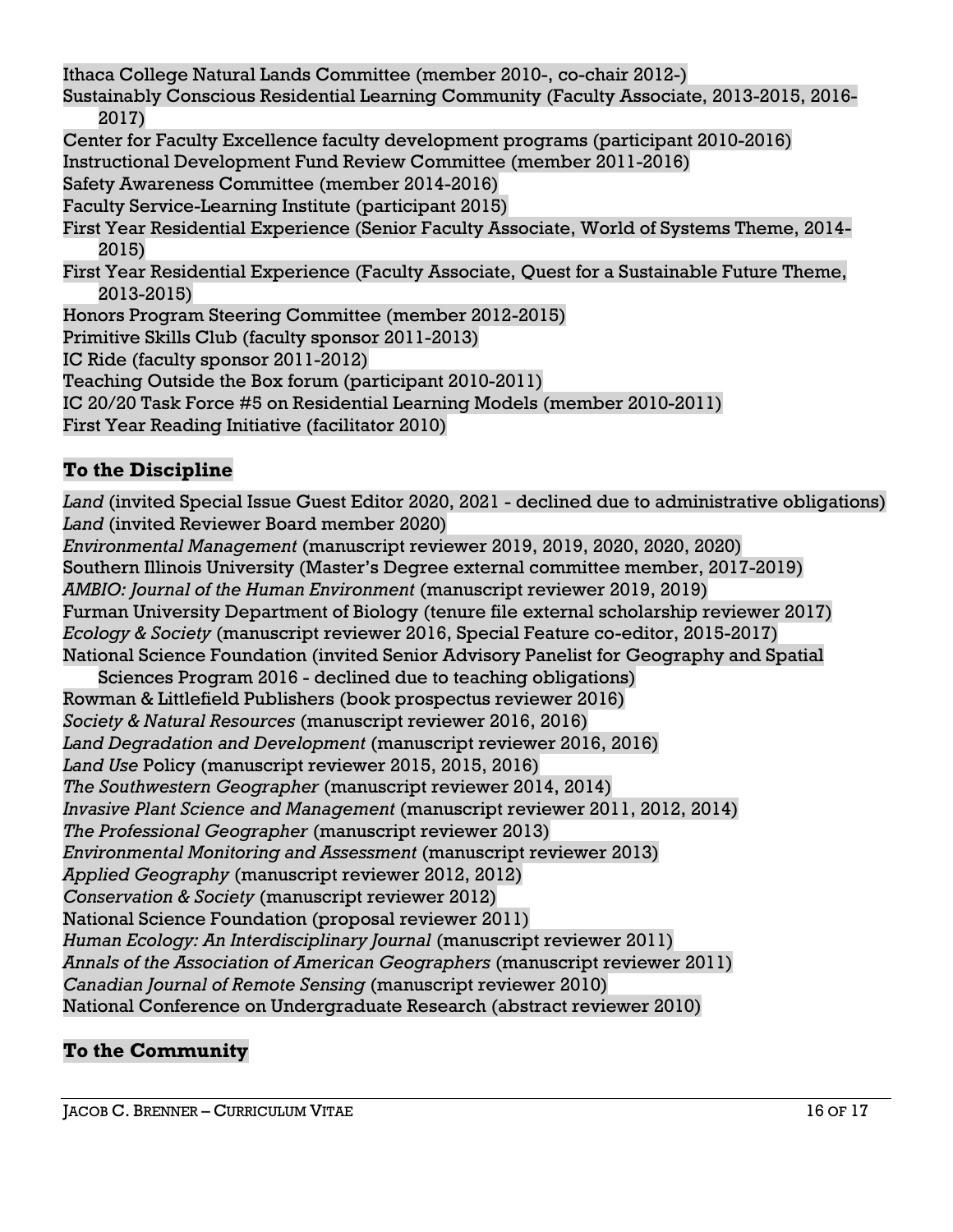Ithaca College Natural Lands Committee (member 2010-, co-chair 2012-)
Sustainably Conscious Residential Learning Community (Faculty Associate, 2013-2015, 2016-2017)
Center for Faculty Excellence faculty development programs (participant 2010-2016)
Instructional Development Fund Review Committee (member 2011-2016)
Safety Awareness Committee (member 2014-2016)
Faculty Service-Learning Institute (participant 2015)
First Year Residential Experience (Senior Faculty Associate, World of Systems Theme, 2014-2015)
First Year Residential Experience (Faculty Associate, Quest for a Sustainable Future Theme, 2013-2015)
Honors Program Steering Committee (member 2012-2015)
Primitive Skills Club (faculty sponsor 2011-2013)
IC Ride (faculty sponsor 2011-2012)
Teaching Outside the Box forum (participant 2010-2011)
IC 20/20 Task Force #5 on Residential Learning Models (member 2010-2011)
First Year Reading Initiative (facilitator 2010)

## To the Discipline

*Land* (invited Special Issue Guest Editor 2020, 2021 - declined due to administrative obligations)
*Land* (invited Reviewer Board member 2020)
*Environmental Management* (manuscript reviewer 2019, 2019, 2020, 2020, 2020)
Southern Illinois University (Master's Degree external committee member, 2017-2019)
*AMBIO: Journal of the Human Environment* (manuscript reviewer 2019, 2019)
Furman University Department of Biology (tenure file external scholarship reviewer 2017)
*Ecology & Society* (manuscript reviewer 2016, Special Feature co-editor, 2015-2017)
National Science Foundation (invited Senior Advisory Panelist for Geography and Spatial Sciences Program 2016 - declined due to teaching obligations)
Rowman & Littlefield Publishers (book prospectus reviewer 2016)
*Society & Natural Resources* (manuscript reviewer 2016, 2016)
*Land Degradation and Development* (manuscript reviewer 2016, 2016)
*Land Use* Policy (manuscript reviewer 2015, 2015, 2016)
*The Southwestern Geographer* (manuscript reviewer 2014, 2014)
*Invasive Plant Science and Management* (manuscript reviewer 2011, 2012, 2014)
*The Professional Geographer* (manuscript reviewer 2013)
*Environmental Monitoring and Assessment* (manuscript reviewer 2013)
*Applied Geography* (manuscript reviewer 2012, 2012)
*Conservation & Society* (manuscript reviewer 2012)
National Science Foundation (proposal reviewer 2011)
*Human Ecology: An Interdisciplinary Journal* (manuscript reviewer 2011)
*Annals of the Association of American Geographers* (manuscript reviewer 2011)
*Canadian Journal of Remote Sensing* (manuscript reviewer 2010)
National Conference on Undergraduate Research (abstract reviewer 2010)

## To the Community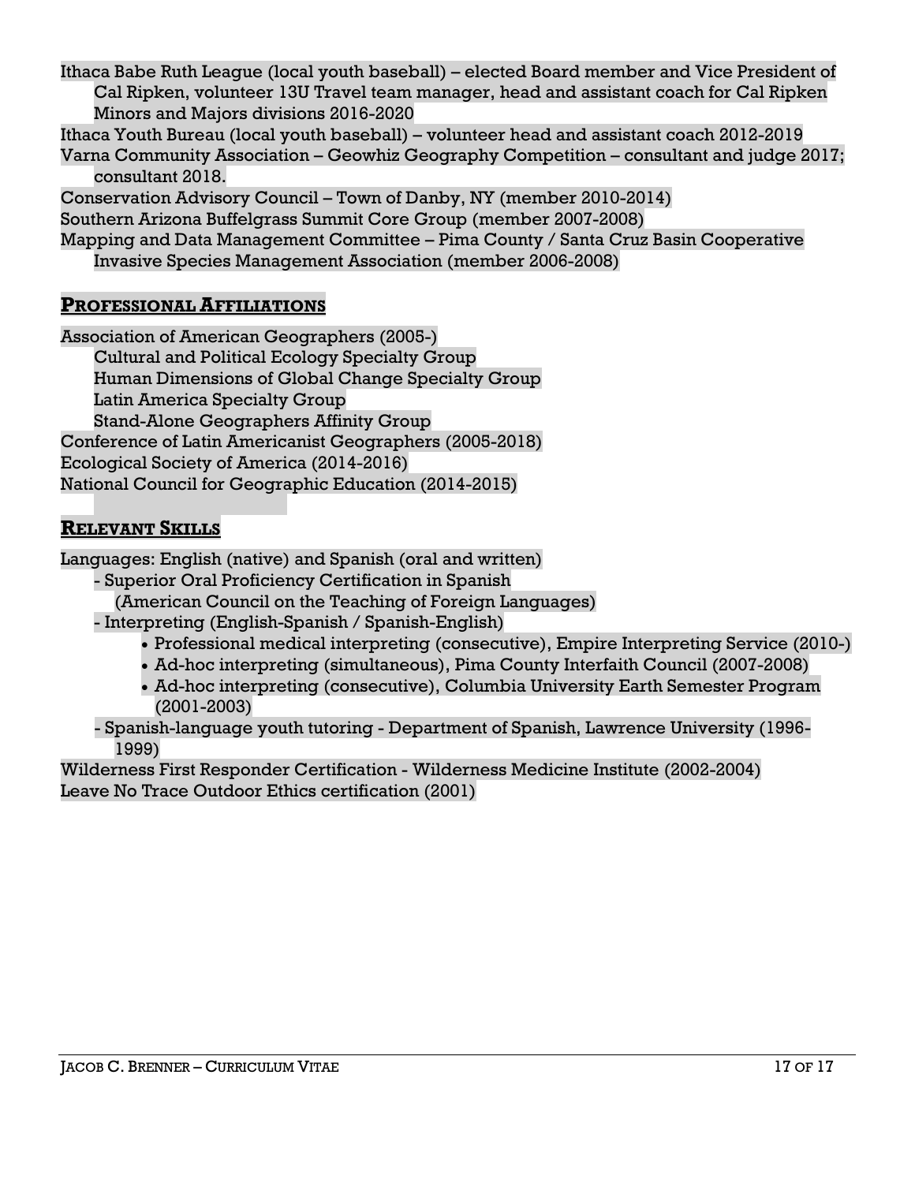Ithaca Babe Ruth League (local youth baseball) – elected Board member and Vice President of Cal Ripken, volunteer 13U Travel team manager, head and assistant coach for Cal Ripken Minors and Majors divisions 2016-2020

Ithaca Youth Bureau (local youth baseball) – volunteer head and assistant coach 2012-2019

Varna Community Association – Geowhiz Geography Competition – consultant and judge 2017; consultant 2018.

Conservation Advisory Council – Town of Danby, NY (member 2010-2014)

Southern Arizona Buffelgrass Summit Core Group (member 2007-2008)

Mapping and Data Management Committee – Pima County / Santa Cruz Basin Cooperative Invasive Species Management Association (member 2006-2008)

## PROFESSIONAL AFFILIATIONS

Association of American Geographers (2005-)
- Cultural and Political Ecology Specialty Group
- Human Dimensions of Global Change Specialty Group
- Latin America Specialty Group
- Stand-Alone Geographers Affinity Group

Conference of Latin Americanist Geographers (2005-2018)

Ecological Society of America (2014-2016)

National Council for Geographic Education (2014-2015)

## RELEVANT SKILLS

Languages: English (native) and Spanish (oral and written)
- Superior Oral Proficiency Certification in Spanish (American Council on the Teaching of Foreign Languages)
- Interpreting (English-Spanish / Spanish-English)
  - Professional medical interpreting (consecutive), Empire Interpreting Service (2010-)
  - Ad-hoc interpreting (simultaneous), Pima County Interfaith Council (2007-2008)
  - Ad-hoc interpreting (consecutive), Columbia University Earth Semester Program (2001-2003)
- Spanish-language youth tutoring - Department of Spanish, Lawrence University (1996-1999)

Wilderness First Responder Certification - Wilderness Medicine Institute (2002-2004)

Leave No Trace Outdoor Ethics certification (2001)